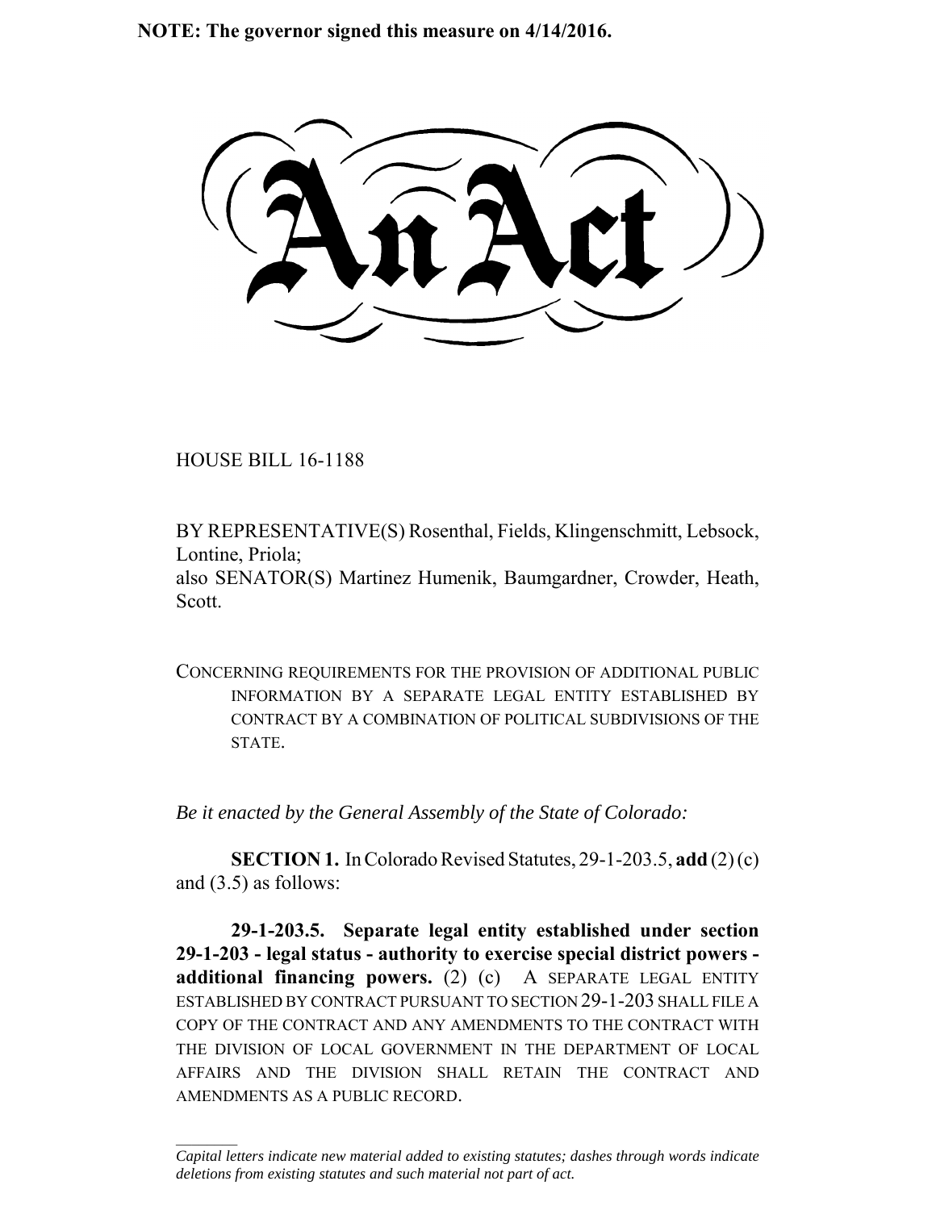**NOTE: The governor signed this measure on 4/14/2016.**

# An Act

HOUSE BILL 16-1188

BY REPRESENTATIVE(S) Rosenthal, Fields, Klingenschmitt, Lebsock, Lontine, Priola;
also SENATOR(S) Martinez Humenik, Baumgardner, Crowder, Heath, Scott.

CONCERNING REQUIREMENTS FOR THE PROVISION OF ADDITIONAL PUBLIC INFORMATION BY A SEPARATE LEGAL ENTITY ESTABLISHED BY CONTRACT BY A COMBINATION OF POLITICAL SUBDIVISIONS OF THE STATE.

*Be it enacted by the General Assembly of the State of Colorado:*

**SECTION 1.** In Colorado Revised Statutes, 29-1-203.5, **add** (2) (c) and (3.5) as follows:

**29-1-203.5. Separate legal entity established under section 29-1-203 - legal status - authority to exercise special district powers - additional financing powers.** (2) (c) A SEPARATE LEGAL ENTITY ESTABLISHED BY CONTRACT PURSUANT TO SECTION 29-1-203 SHALL FILE A COPY OF THE CONTRACT AND ANY AMENDMENTS TO THE CONTRACT WITH THE DIVISION OF LOCAL GOVERNMENT IN THE DEPARTMENT OF LOCAL AFFAIRS AND THE DIVISION SHALL RETAIN THE CONTRACT AND AMENDMENTS AS A PUBLIC RECORD.

*Capital letters indicate new material added to existing statutes; dashes through words indicate deletions from existing statutes and such material not part of act.*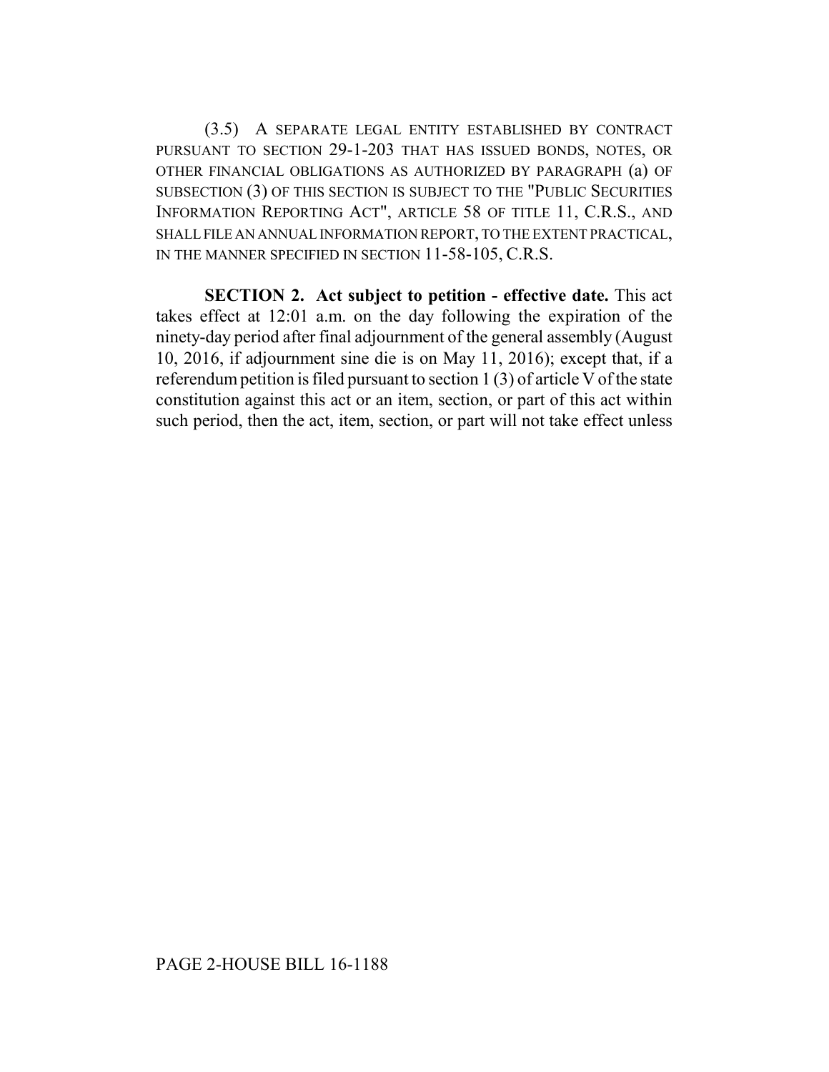(3.5) A SEPARATE LEGAL ENTITY ESTABLISHED BY CONTRACT PURSUANT TO SECTION 29-1-203 THAT HAS ISSUED BONDS, NOTES, OR OTHER FINANCIAL OBLIGATIONS AS AUTHORIZED BY PARAGRAPH (a) OF SUBSECTION (3) OF THIS SECTION IS SUBJECT TO THE "PUBLIC SECURITIES INFORMATION REPORTING ACT", ARTICLE 58 OF TITLE 11, C.R.S., AND SHALL FILE AN ANNUAL INFORMATION REPORT, TO THE EXTENT PRACTICAL, IN THE MANNER SPECIFIED IN SECTION 11-58-105, C.R.S.

**SECTION 2. Act subject to petition - effective date.** This act takes effect at 12:01 a.m. on the day following the expiration of the ninety-day period after final adjournment of the general assembly (August 10, 2016, if adjournment sine die is on May 11, 2016); except that, if a referendum petition is filed pursuant to section 1 (3) of article V of the state constitution against this act or an item, section, or part of this act within such period, then the act, item, section, or part will not take effect unless

PAGE 2-HOUSE BILL 16-1188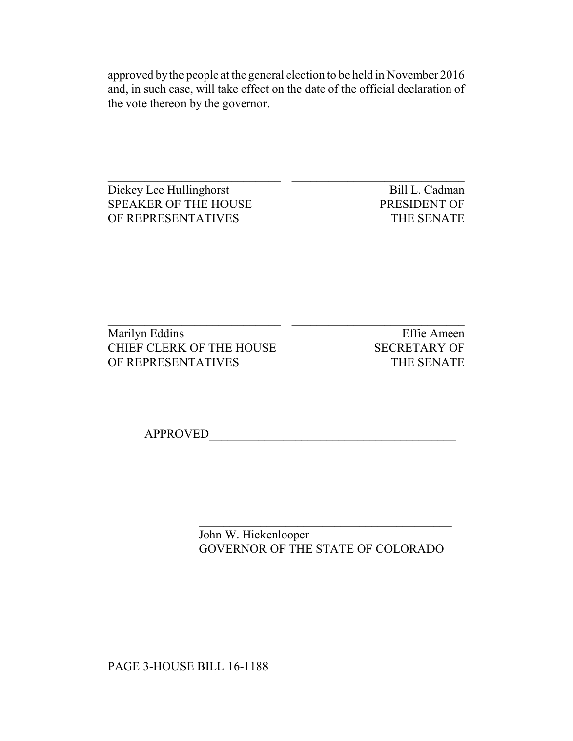approved by the people at the general election to be held in November 2016 and, in such case, will take effect on the date of the official declaration of the vote thereon by the governor.

| | |
|---|---|
| ____________________________ | ____________________________ |
| Dickey Lee Hullinghorst | Bill L. Cadman |
| SPEAKER OF THE HOUSE | PRESIDENT OF |
| OF REPRESENTATIVES | THE SENATE |

| | |
|---|---|
| ____________________________ | ____________________________ |
| Marilyn Eddins | Effie Ameen |
| CHIEF CLERK OF THE HOUSE | SECRETARY OF |
| OF REPRESENTATIVES | THE SENATE |

APPROVED________________________________________

__________________________________________
John W. Hickenlooper
GOVERNOR OF THE STATE OF COLORADO

PAGE 3-HOUSE BILL 16-1188